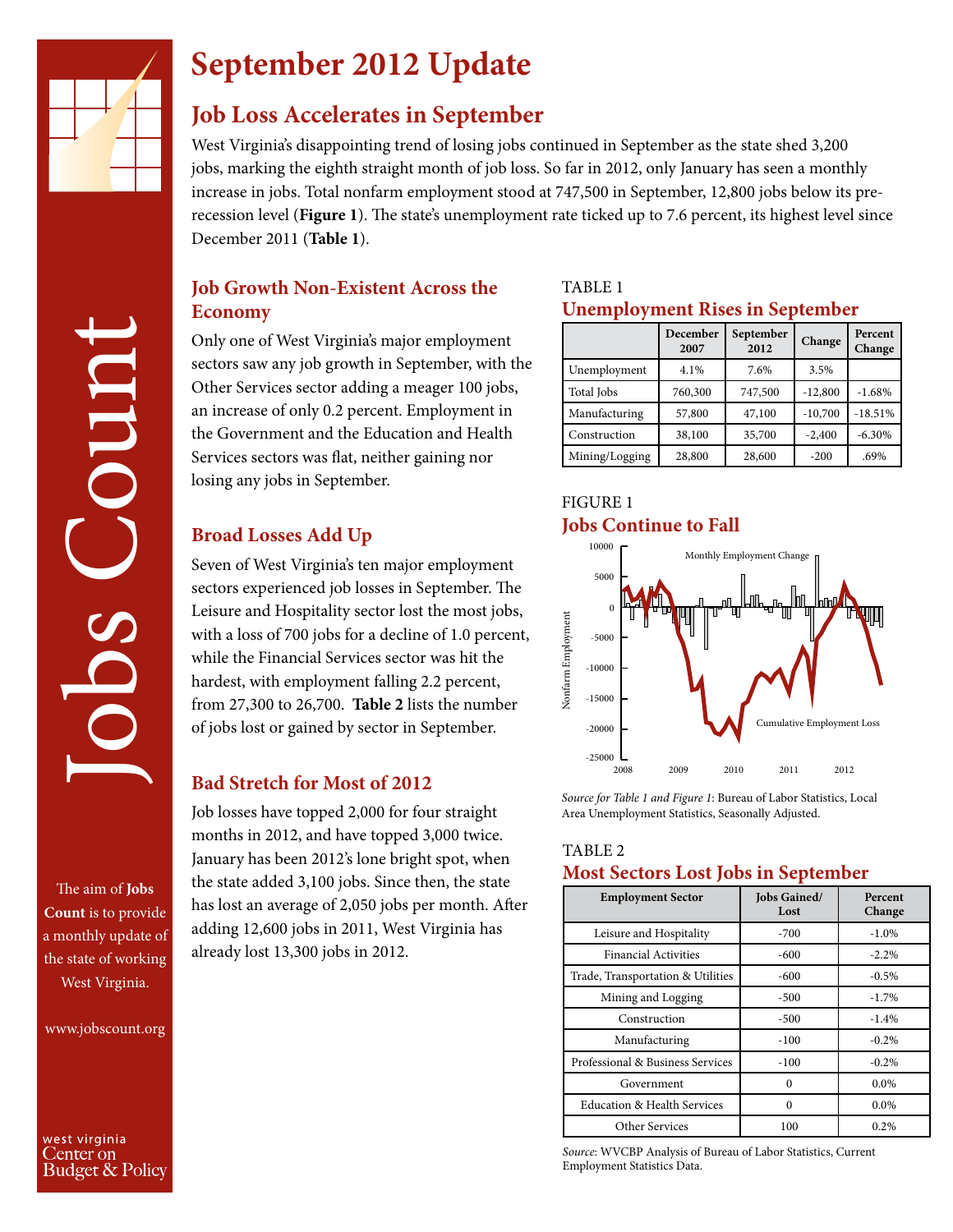# September 2012 Update

## Job Loss Accelerates in September

West Virginia's disappointing trend of losing jobs continued in September as the state shed 3,200 jobs, marking the eighth straight month of job loss. So far in 2012, only January has seen a monthly increase in jobs. Total nonfarm employment stood at 747,500 in September, 12,800 jobs below its pre-recession level (**Figure 1**). The state's unemployment rate ticked up to 7.6 percent, its highest level since December 2011 (**Table 1**).

### Job Growth Non-Existent Across the Economy

Only one of West Virginia's major employment sectors saw any job growth in September, with the Other Services sector adding a meager 100 jobs, an increase of only 0.2 percent. Employment in the Government and the Education and Health Services sectors was flat, neither gaining nor losing any jobs in September.

### Broad Losses Add Up

Seven of West Virginia's ten major employment sectors experienced job losses in September. The Leisure and Hospitality sector lost the most jobs, with a loss of 700 jobs for a decline of 1.0 percent, while the Financial Services sector was hit the hardest, with employment falling 2.2 percent, from 27,300 to 26,700. **Table 2** lists the number of jobs lost or gained by sector in September.

### Bad Stretch for Most of 2012

Job losses have topped 2,000 for four straight months in 2012, and have topped 3,000 twice. January has been 2012's lone bright spot, when the state added 3,100 jobs. Since then, the state has lost an average of 2,050 jobs per month. After adding 12,600 jobs in 2011, West Virginia has already lost 13,300 jobs in 2012.

TABLE 1
**Unemployment Rises in September**

| | December 2007 | September 2012 | Change | Percent Change |
|---|---|---|---|---|
| Unemployment | 4.1% | 7.6% | 3.5% | |
| Total Jobs | 760,300 | 747,500 | -12,800 | -1.68% |
| Manufacturing | 57,800 | 47,100 | -10,700 | -18.51% |
| Construction | 38,100 | 35,700 | -2,400 | -6.30% |
| Mining/Logging | 28,800 | 28,600 | -200 | .69% |

FIGURE 1
**Jobs Continue to Fall**

*Source for Table 1 and Figure 1*: Bureau of Labor Statistics, Local Area Unemployment Statistics, Seasonally Adjusted.

TABLE 2
**Most Sectors Lost Jobs in September**

| Employment Sector | Jobs Gained/ Lost | Percent Change |
|---|---|---|
| Leisure and Hospitality | -700 | -1.0% |
| Financial Activities | -600 | -2.2% |
| Trade, Transportation & Utilities | -600 | -0.5% |
| Mining and Logging | -500 | -1.7% |
| Construction | -500 | -1.4% |
| Manufacturing | -100 | -0.2% |
| Professional & Business Services | -100 | -0.2% |
| Government | 0 | 0.0% |
| Education & Health Services | 0 | 0.0% |
| Other Services | 100 | 0.2% |

*Source*: WVCBP Analysis of Bureau of Labor Statistics, Current Employment Statistics Data.

Jobs Count

The aim of **Jobs Count** is to provide a monthly update of the state of working West Virginia.

www.jobscount.org

west virginia Center on Budget & Policy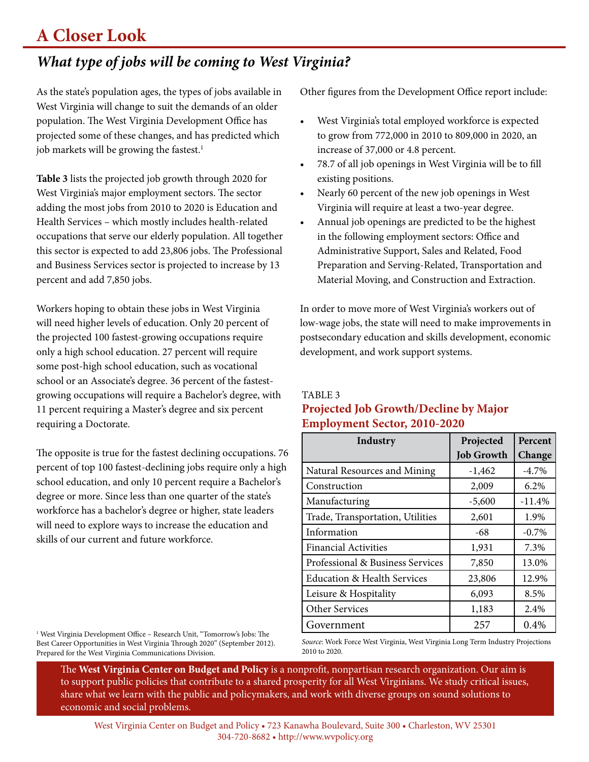# A Closer Look

## *What type of jobs will be coming to West Virginia?*

As the state's population ages, the types of jobs available in West Virginia will change to suit the demands of an older population. The West Virginia Development Office has projected some of these changes, and has predicted which job markets will be growing the fastest.[1]

**Table 3** lists the projected job growth through 2020 for West Virginia's major employment sectors. The sector adding the most jobs from 2010 to 2020 is Education and Health Services – which mostly includes health-related occupations that serve our elderly population. All together this sector is expected to add 23,806 jobs. The Professional and Business Services sector is projected to increase by 13 percent and add 7,850 jobs.

Workers hoping to obtain these jobs in West Virginia will need higher levels of education. Only 20 percent of the projected 100 fastest-growing occupations require only a high school education. 27 percent will require some post-high school education, such as vocational school or an Associate's degree. 36 percent of the fastest-growing occupations will require a Bachelor's degree, with 11 percent requiring a Master's degree and six percent requiring a Doctorate.

The opposite is true for the fastest declining occupations. 76 percent of top 100 fastest-declining jobs require only a high school education, and only 10 percent require a Bachelor's degree or more. Since less than one quarter of the state's workforce has a bachelor's degree or higher, state leaders will need to explore ways to increase the education and skills of our current and future workforce.

[1] West Virginia Development Office – Research Unit, "Tomorrow's Jobs: The Best Career Opportunities in West Virginia Through 2020" (September 2012). Prepared for the West Virginia Communications Division.

Other figures from the Development Office report include:

- West Virginia's total employed workforce is expected to grow from 772,000 in 2010 to 809,000 in 2020, an increase of 37,000 or 4.8 percent.
- 78.7 of all job openings in West Virginia will be to fill existing positions.
- Nearly 60 percent of the new job openings in West Virginia will require at least a two-year degree.
- Annual job openings are predicted to be the highest in the following employment sectors: Office and Administrative Support, Sales and Related, Food Preparation and Serving-Related, Transportation and Material Moving, and Construction and Extraction.

In order to move more of West Virginia's workers out of low-wage jobs, the state will need to make improvements in postsecondary education and skills development, economic development, and work support systems.

TABLE 3

**Projected Job Growth/Decline by Major Employment Sector, 2010-2020**

| Industry | Projected Job Growth | Percent Change |
|---|---|---|
| Natural Resources and Mining | -1,462 | -4.7% |
| Construction | 2,009 | 6.2% |
| Manufacturing | -5,600 | -11.4% |
| Trade, Transportation, Utilities | 2,601 | 1.9% |
| Information | -68 | -0.7% |
| Financial Activities | 1,931 | 7.3% |
| Professional & Business Services | 7,850 | 13.0% |
| Education & Health Services | 23,806 | 12.9% |
| Leisure & Hospitality | 6,093 | 8.5% |
| Other Services | 1,183 | 2.4% |
| Government | 257 | 0.4% |

*Source*: Work Force West Virginia, West Virginia Long Term Industry Projections 2010 to 2020.

The **West Virginia Center on Budget and Policy** is a nonprofit, nonpartisan research organization. Our aim is to support public policies that contribute to a shared prosperity for all West Virginians. We study critical issues, share what we learn with the public and policymakers, and work with diverse groups on sound solutions to economic and social problems.

West Virginia Center on Budget and Policy • 723 Kanawha Boulevard, Suite 300 • Charleston, WV 25301
304-720-8682 • http://www.wvpolicy.org